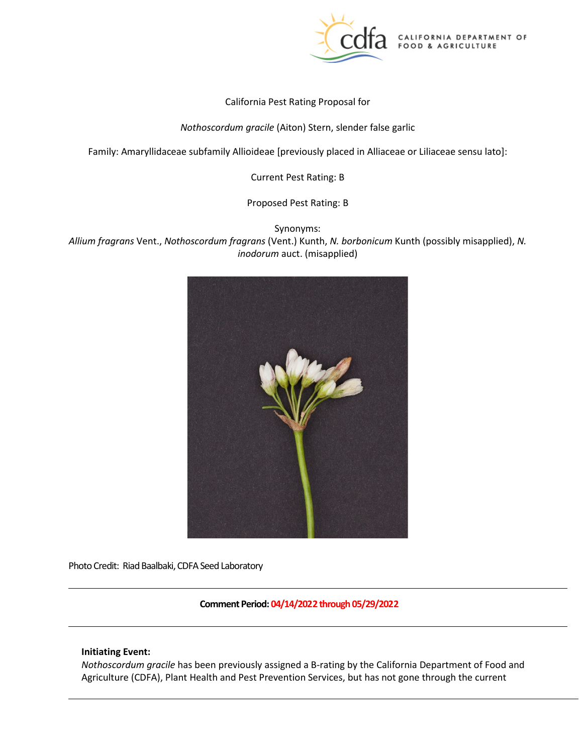California Pest Rating Proposal for

*Nothoscordum gracile* (Aiton) Stern, slender false garlic

Family: Amaryllidaceae subfamily Allioideae [previously placed in Alliaceae or Liliaceae sensu lato]:

Current Pest Rating: B

Proposed Pest Rating: B

Synonyms:
*Allium fragrans* Vent., *Nothoscordum fragrans* (Vent.) Kunth, *N. borbonicum* Kunth (possibly misapplied), *N. inodorum* auct. (misapplied)

Photo Credit: Riad Baalbaki, CDFA Seed Laboratory

---

**Comment Period: 04/14/2022 through 05/29/2022**

---

**Initiating Event:**

*Nothoscordum gracile* has been previously assigned a B-rating by the California Department of Food and Agriculture (CDFA), Plant Health and Pest Prevention Services, but has not gone through the current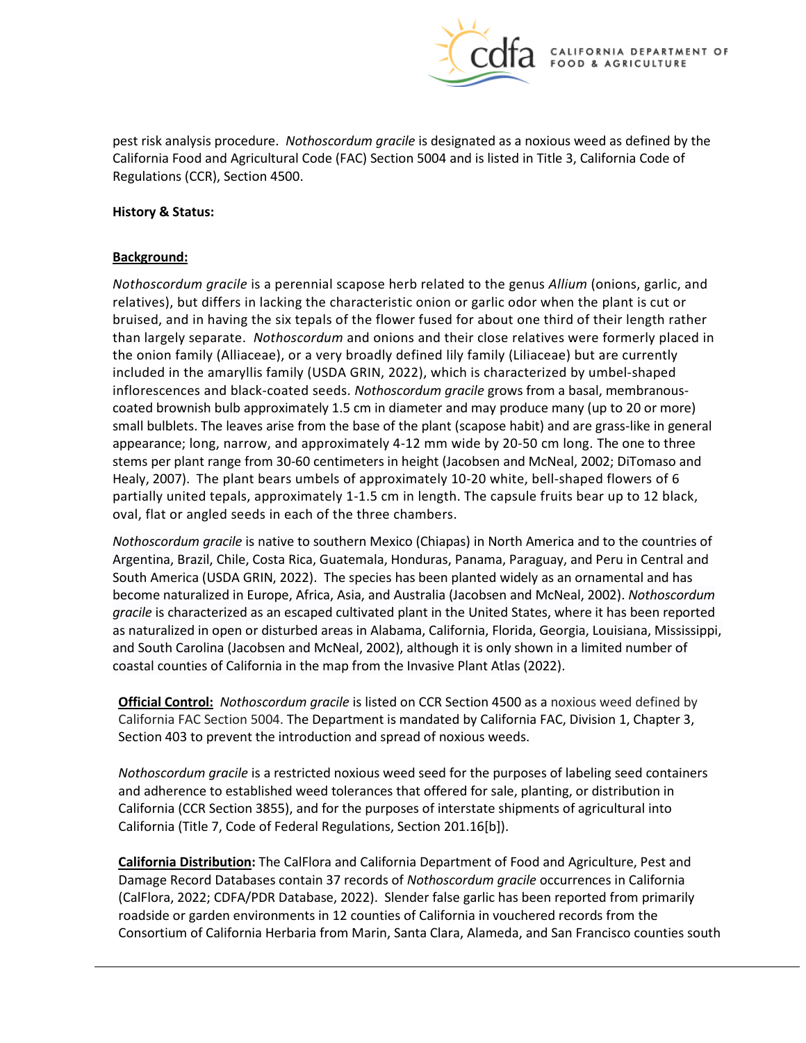pest risk analysis procedure. *Nothoscordum gracile* is designated as a noxious weed as defined by the California Food and Agricultural Code (FAC) Section 5004 and is listed in Title 3, California Code of Regulations (CCR), Section 4500.

**History & Status:**

**Background:**

*Nothoscordum gracile* is a perennial scapose herb related to the genus *Allium* (onions, garlic, and relatives), but differs in lacking the characteristic onion or garlic odor when the plant is cut or bruised, and in having the six tepals of the flower fused for about one third of their length rather than largely separate. *Nothoscordum* and onions and their close relatives were formerly placed in the onion family (Alliaceae), or a very broadly defined lily family (Liliaceae) but are currently included in the amaryllis family (USDA GRIN, 2022), which is characterized by umbel-shaped inflorescences and black-coated seeds. *Nothoscordum gracile* grows from a basal, membranous-coated brownish bulb approximately 1.5 cm in diameter and may produce many (up to 20 or more) small bulblets. The leaves arise from the base of the plant (scapose habit) and are grass-like in general appearance; long, narrow, and approximately 4-12 mm wide by 20-50 cm long. The one to three stems per plant range from 30-60 centimeters in height (Jacobsen and McNeal, 2002; DiTomaso and Healy, 2007). The plant bears umbels of approximately 10-20 white, bell-shaped flowers of 6 partially united tepals, approximately 1-1.5 cm in length. The capsule fruits bear up to 12 black, oval, flat or angled seeds in each of the three chambers.

*Nothoscordum gracile* is native to southern Mexico (Chiapas) in North America and to the countries of Argentina, Brazil, Chile, Costa Rica, Guatemala, Honduras, Panama, Paraguay, and Peru in Central and South America (USDA GRIN, 2022). The species has been planted widely as an ornamental and has become naturalized in Europe, Africa, Asia, and Australia (Jacobsen and McNeal, 2002). *Nothoscordum gracile* is characterized as an escaped cultivated plant in the United States, where it has been reported as naturalized in open or disturbed areas in Alabama, California, Florida, Georgia, Louisiana, Mississippi, and South Carolina (Jacobsen and McNeal, 2002), although it is only shown in a limited number of coastal counties of California in the map from the Invasive Plant Atlas (2022).

**Official Control:** *Nothoscordum gracile* is listed on CCR Section 4500 as a noxious weed defined by California FAC Section 5004. The Department is mandated by California FAC, Division 1, Chapter 3, Section 403 to prevent the introduction and spread of noxious weeds.

*Nothoscordum gracile* is a restricted noxious weed seed for the purposes of labeling seed containers and adherence to established weed tolerances that offered for sale, planting, or distribution in California (CCR Section 3855), and for the purposes of interstate shipments of agricultural into California (Title 7, Code of Federal Regulations, Section 201.16[b]).

**California Distribution:** The CalFlora and California Department of Food and Agriculture, Pest and Damage Record Databases contain 37 records of *Nothoscordum gracile* occurrences in California (CalFlora, 2022; CDFA/PDR Database, 2022). Slender false garlic has been reported from primarily roadside or garden environments in 12 counties of California in vouchered records from the Consortium of California Herbaria from Marin, Santa Clara, Alameda, and San Francisco counties south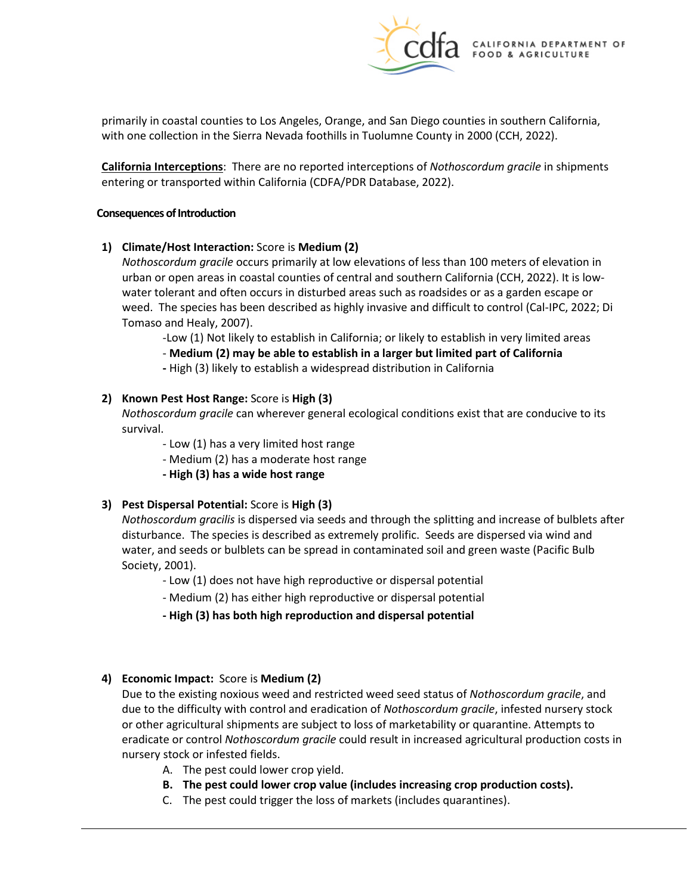primarily in coastal counties to Los Angeles, Orange, and San Diego counties in southern California, with one collection in the Sierra Nevada foothills in Tuolumne County in 2000 (CCH, 2022).

**California Interceptions**: There are no reported interceptions of *Nothoscordum gracile* in shipments entering or transported within California (CDFA/PDR Database, 2022).

**Consequences of Introduction**

1) **Climate/Host Interaction:** Score is **Medium (2)**
   *Nothoscordum gracile* occurs primarily at low elevations of less than 100 meters of elevation in urban or open areas in coastal counties of central and southern California (CCH, 2022). It is low-water tolerant and often occurs in disturbed areas such as roadsides or as a garden escape or weed. The species has been described as highly invasive and difficult to control (Cal-IPC, 2022; Di Tomaso and Healy, 2007).
   - Low (1) Not likely to establish in California; or likely to establish in very limited areas
   - **Medium (2) may be able to establish in a larger but limited part of California**
   - High (3) likely to establish a widespread distribution in California

2) **Known Pest Host Range:** Score is **High (3)**
   *Nothoscordum gracile* can wherever general ecological conditions exist that are conducive to its survival.
   - Low (1) has a very limited host range
   - Medium (2) has a moderate host range
   - **High (3) has a wide host range**

3) **Pest Dispersal Potential:** Score is **High (3)**
   *Nothoscordum gracilis* is dispersed via seeds and through the splitting and increase of bulblets after disturbance. The species is described as extremely prolific. Seeds are dispersed via wind and water, and seeds or bulblets can be spread in contaminated soil and green waste (Pacific Bulb Society, 2001).
   - Low (1) does not have high reproductive or dispersal potential
   - Medium (2) has either high reproductive or dispersal potential
   - **High (3) has both high reproduction and dispersal potential**

4) **Economic Impact:** Score is **Medium (2)**
   Due to the existing noxious weed and restricted weed seed status of *Nothoscordum gracile*, and due to the difficulty with control and eradication of *Nothoscordum gracile*, infested nursery stock or other agricultural shipments are subject to loss of marketability or quarantine. Attempts to eradicate or control *Nothoscordum gracile* could result in increased agricultural production costs in nursery stock or infested fields.
   A. The pest could lower crop yield.
   **B. The pest could lower crop value (includes increasing crop production costs).**
   C. The pest could trigger the loss of markets (includes quarantines).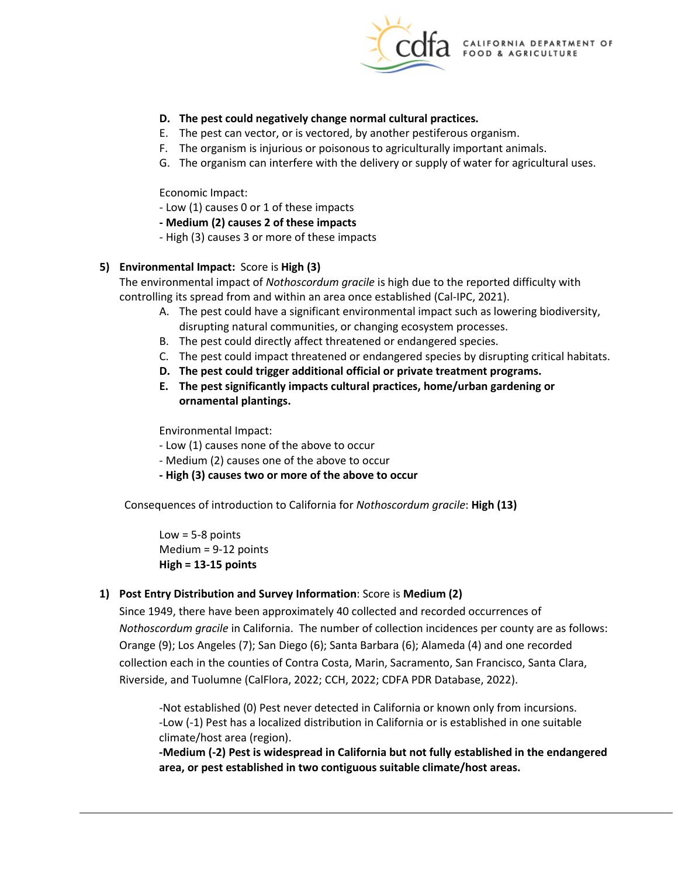D. **The pest could negatively change normal cultural practices.**
E. The pest can vector, or is vectored, by another pestiferous organism.
F. The organism is injurious or poisonous to agriculturally important animals.
G. The organism can interfere with the delivery or supply of water for agricultural uses.

Economic Impact:
- Low (1) causes 0 or 1 of these impacts
- **Medium (2) causes 2 of these impacts**
- High (3) causes 3 or more of these impacts

5) **Environmental Impact:** Score is **High (3)**
The environmental impact of *Nothoscordum gracile* is high due to the reported difficulty with controlling its spread from and within an area once established (Cal-IPC, 2021).

A. The pest could have a significant environmental impact such as lowering biodiversity, disrupting natural communities, or changing ecosystem processes.
B. The pest could directly affect threatened or endangered species.
C. The pest could impact threatened or endangered species by disrupting critical habitats.
D. **The pest could trigger additional official or private treatment programs.**
E. **The pest significantly impacts cultural practices, home/urban gardening or ornamental plantings.**

Environmental Impact:
- Low (1) causes none of the above to occur
- Medium (2) causes one of the above to occur
- **High (3) causes two or more of the above to occur**

Consequences of introduction to California for *Nothoscordum gracile*: **High (13)**

Low = 5-8 points
Medium = 9-12 points
**High = 13-15 points**

1) **Post Entry Distribution and Survey Information**: Score is **Medium (2)**
Since 1949, there have been approximately 40 collected and recorded occurrences of *Nothoscordum gracile* in California. The number of collection incidences per county are as follows: Orange (9); Los Angeles (7); San Diego (6); Santa Barbara (6); Alameda (4) and one recorded collection each in the counties of Contra Costa, Marin, Sacramento, San Francisco, Santa Clara, Riverside, and Tuolumne (CalFlora, 2022; CCH, 2022; CDFA PDR Database, 2022).

-Not established (0) Pest never detected in California or known only from incursions.
-Low (-1) Pest has a localized distribution in California or is established in one suitable climate/host area (region).
**-Medium (-2) Pest is widespread in California but not fully established in the endangered area, or pest established in two contiguous suitable climate/host areas.**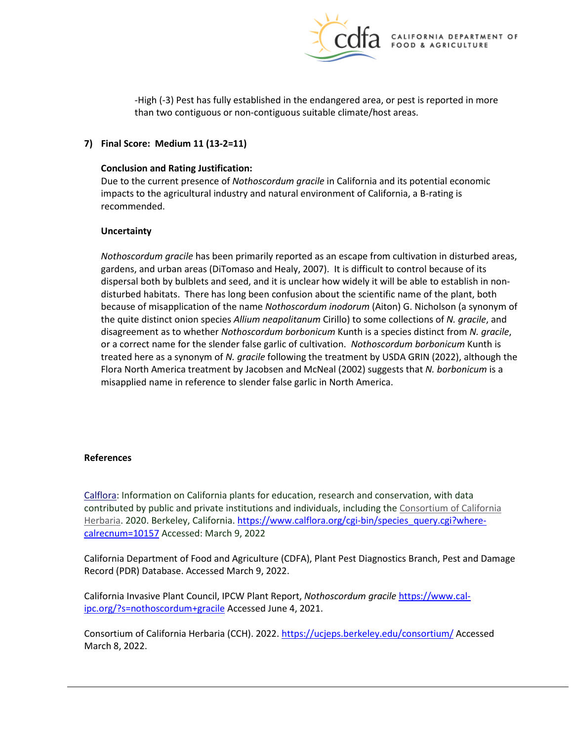-High (-3) Pest has fully established in the endangered area, or pest is reported in more than two contiguous or non-contiguous suitable climate/host areas.

**7) Final Score: Medium 11 (13-2=11)**

**Conclusion and Rating Justification:**

Due to the current presence of *Nothoscordum gracile* in California and its potential economic impacts to the agricultural industry and natural environment of California, a B-rating is recommended.

**Uncertainty**

*Nothoscordum gracile* has been primarily reported as an escape from cultivation in disturbed areas, gardens, and urban areas (DiTomaso and Healy, 2007). It is difficult to control because of its dispersal both by bulblets and seed, and it is unclear how widely it will be able to establish in non-disturbed habitats. There has long been confusion about the scientific name of the plant, both because of misapplication of the name *Nothoscordum inodorum* (Aiton) G. Nicholson (a synonym of the quite distinct onion species *Allium neapolitanum* Cirillo) to some collections of *N. gracile*, and disagreement as to whether *Nothoscordum borbonicum* Kunth is a species distinct from *N. gracile*, or a correct name for the slender false garlic of cultivation. *Nothoscordum borbonicum* Kunth is treated here as a synonym of *N. gracile* following the treatment by USDA GRIN (2022), although the Flora North America treatment by Jacobsen and McNeal (2002) suggests that *N. borbonicum* is a misapplied name in reference to slender false garlic in North America.

**References**

Calflora: Information on California plants for education, research and conservation, with data contributed by public and private institutions and individuals, including the Consortium of California Herbaria. 2020. Berkeley, California. https://www.calflora.org/cgi-bin/species_query.cgi?where-calrecnum=10157 Accessed: March 9, 2022

California Department of Food and Agriculture (CDFA), Plant Pest Diagnostics Branch, Pest and Damage Record (PDR) Database. Accessed March 9, 2022.

California Invasive Plant Council, IPCW Plant Report, *Nothoscordum gracile* https://www.cal-ipc.org/?s=nothoscordum+gracile Accessed June 4, 2021.

Consortium of California Herbaria (CCH). 2022. https://ucjeps.berkeley.edu/consortium/ Accessed March 8, 2022.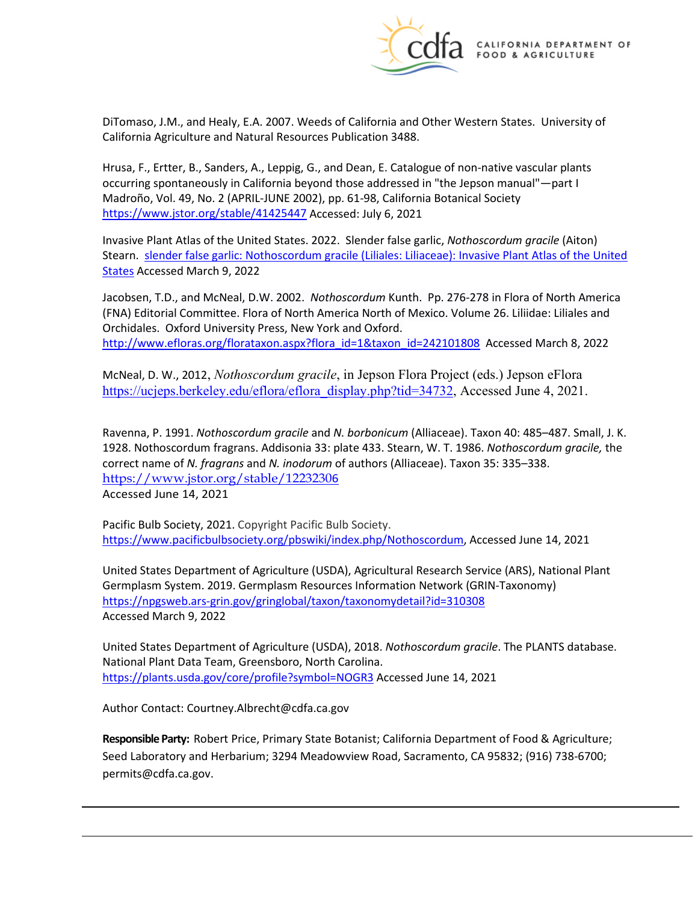DiTomaso, J.M., and Healy, E.A. 2007. Weeds of California and Other Western States. University of California Agriculture and Natural Resources Publication 3488.

Hrusa, F., Ertter, B., Sanders, A., Leppig, G., and Dean, E. Catalogue of non-native vascular plants occurring spontaneously in California beyond those addressed in "the Jepson manual"—part I Madroño, Vol. 49, No. 2 (APRIL-JUNE 2002), pp. 61-98, California Botanical Society https://www.jstor.org/stable/41425447 Accessed: July 6, 2021

Invasive Plant Atlas of the United States. 2022. Slender false garlic, *Nothoscordum gracile* (Aiton) Stearn. slender false garlic: Nothoscordum gracile (Liliales: Liliaceae): Invasive Plant Atlas of the United States Accessed March 9, 2022

Jacobsen, T.D., and McNeal, D.W. 2002. *Nothoscordum* Kunth. Pp. 276-278 in Flora of North America (FNA) Editorial Committee. Flora of North America North of Mexico. Volume 26. Liliidae: Liliales and Orchidales. Oxford University Press, New York and Oxford. http://www.efloras.org/florataxon.aspx?flora_id=1&taxon_id=242101808 Accessed March 8, 2022

McNeal, D. W., 2012, *Nothoscordum gracile*, in Jepson Flora Project (eds.) Jepson eFlora https://ucjeps.berkeley.edu/eflora/eflora_display.php?tid=34732, Accessed June 4, 2021.

Ravenna, P. 1991. *Nothoscordum gracile* and *N. borbonicum* (Alliaceae). Taxon 40: 485–487. Small, J. K. 1928. Nothoscordum fragrans. Addisonia 33: plate 433. Stearn, W. T. 1986. *Nothoscordum gracile,* the correct name of *N. fragrans* and *N. inodorum* of authors (Alliaceae). Taxon 35: 335–338. https://www.jstor.org/stable/12232306
Accessed June 14, 2021

Pacific Bulb Society, 2021. Copyright Pacific Bulb Society. https://www.pacificbulbsociety.org/pbswiki/index.php/Nothoscordum, Accessed June 14, 2021

United States Department of Agriculture (USDA), Agricultural Research Service (ARS), National Plant Germplasm System. 2019. Germplasm Resources Information Network (GRIN-Taxonomy) https://npgsweb.ars-grin.gov/gringlobal/taxon/taxonomydetail?id=310308
Accessed March 9, 2022

United States Department of Agriculture (USDA), 2018. *Nothoscordum gracile*. The PLANTS database. National Plant Data Team, Greensboro, North Carolina. https://plants.usda.gov/core/profile?symbol=NOGR3 Accessed June 14, 2021

Author Contact: Courtney.Albrecht@cdfa.ca.gov

**Responsible Party:** Robert Price, Primary State Botanist; California Department of Food & Agriculture; Seed Laboratory and Herbarium; 3294 Meadowview Road, Sacramento, CA 95832; (916) 738-6700; permits@cdfa.ca.gov.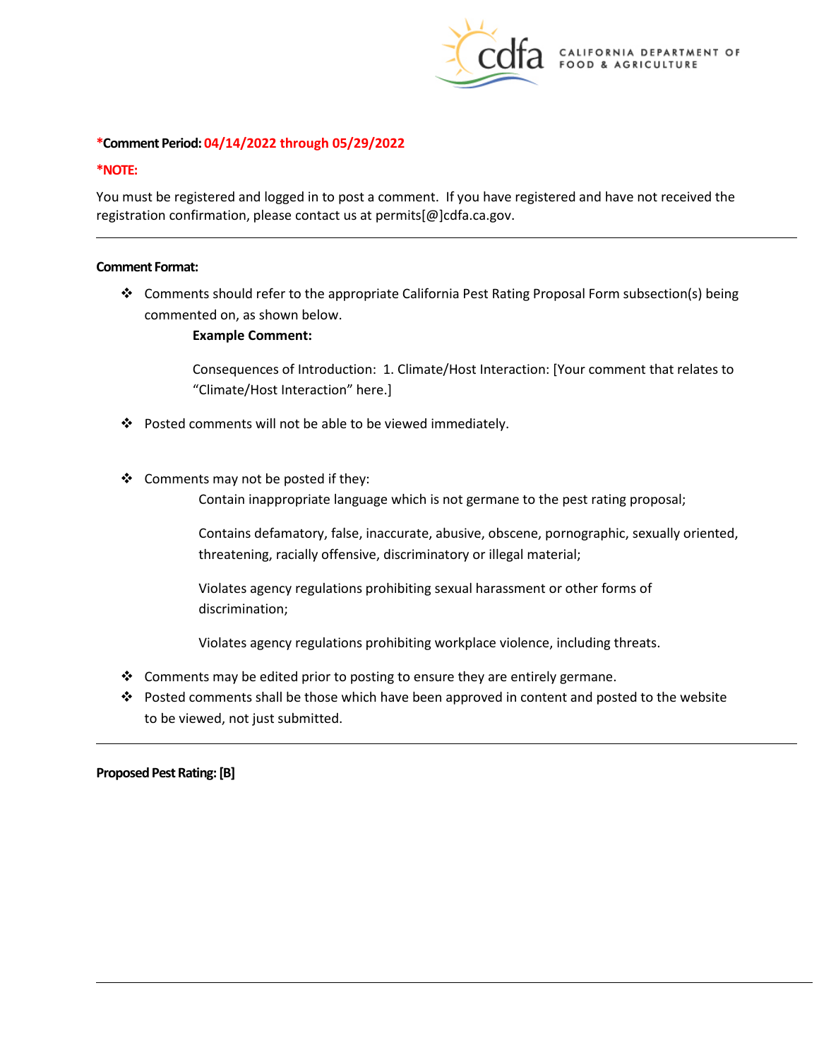***Comment Period:** 04/14/2022 through 05/29/2022

***NOTE:**

You must be registered and logged in to post a comment. If you have registered and have not received the registration confirmation, please contact us at permits[@]cdfa.ca.gov.

---

**Comment Format:**

- Comments should refer to the appropriate California Pest Rating Proposal Form subsection(s) being commented on, as shown below.

  **Example Comment:**

  Consequences of Introduction: 1. Climate/Host Interaction: [Your comment that relates to "Climate/Host Interaction" here.]

- Posted comments will not be able to be viewed immediately.

- Comments may not be posted if they:

  Contain inappropriate language which is not germane to the pest rating proposal;

  Contains defamatory, false, inaccurate, abusive, obscene, pornographic, sexually oriented, threatening, racially offensive, discriminatory or illegal material;

  Violates agency regulations prohibiting sexual harassment or other forms of discrimination;

  Violates agency regulations prohibiting workplace violence, including threats.

- Comments may be edited prior to posting to ensure they are entirely germane.
- Posted comments shall be those which have been approved in content and posted to the website to be viewed, not just submitted.

---

**Proposed Pest Rating: [B]**

---